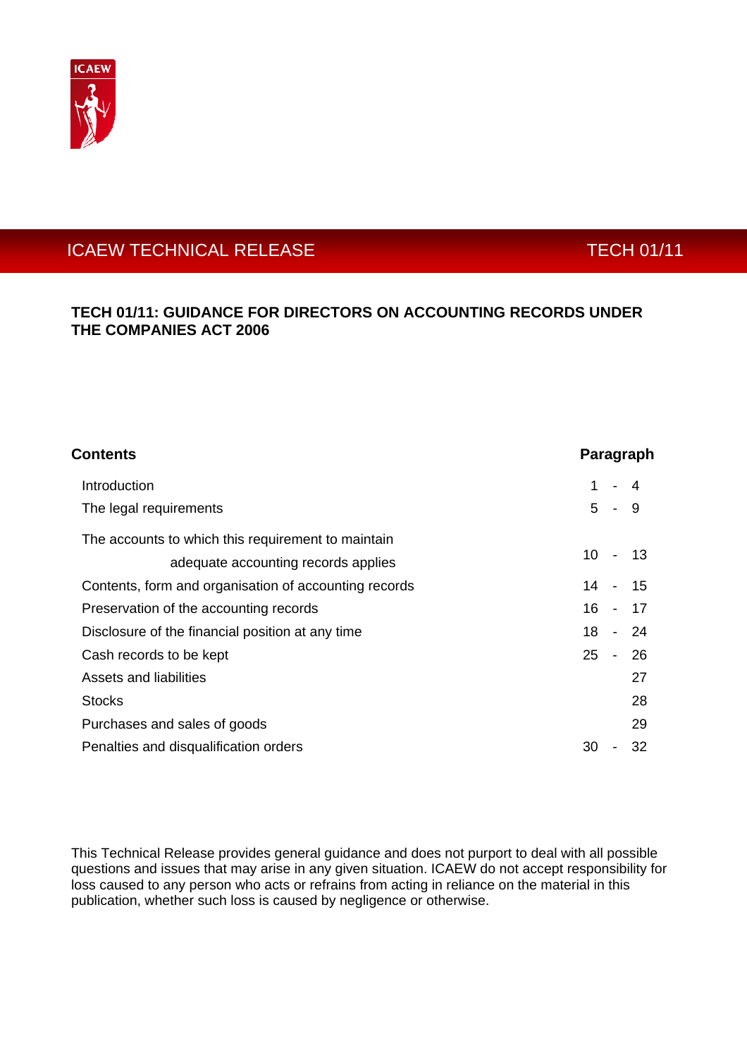ICAEW TECHNICAL RELEASE TECH 01/11

# TECH 01/11: GUIDANCE FOR DIRECTORS ON ACCOUNTING RECORDS UNDER THE COMPANIES ACT 2006

| **Contents** | **Paragraph** |
|---|---|
| Introduction | 1 - 4 |
| The legal requirements | 5 - 9 |
| The accounts to which this requirement to maintain adequate accounting records applies | 10 - 13 |
| Contents, form and organisation of accounting records | 14 - 15 |
| Preservation of the accounting records | 16 - 17 |
| Disclosure of the financial position at any time | 18 - 24 |
| Cash records to be kept | 25 - 26 |
| Assets and liabilities | 27 |
| Stocks | 28 |
| Purchases and sales of goods | 29 |
| Penalties and disqualification orders | 30 - 32 |

This Technical Release provides general guidance and does not purport to deal with all possible questions and issues that may arise in any given situation. ICAEW do not accept responsibility for loss caused to any person who acts or refrains from acting in reliance on the material in this publication, whether such loss is caused by negligence or otherwise.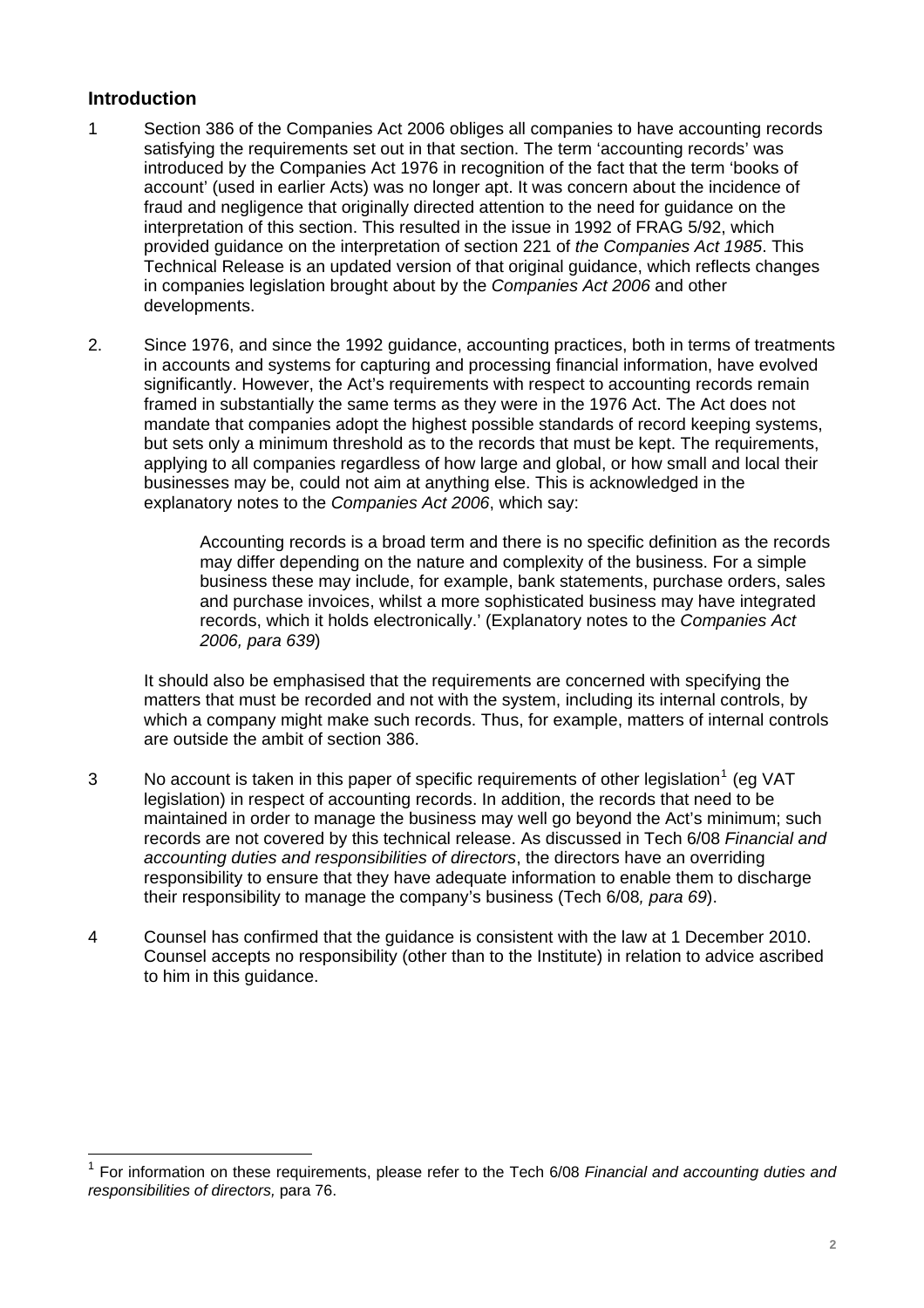## Introduction

1 Section 386 of the Companies Act 2006 obliges all companies to have accounting records satisfying the requirements set out in that section. The term 'accounting records' was introduced by the Companies Act 1976 in recognition of the fact that the term 'books of account' (used in earlier Acts) was no longer apt. It was concern about the incidence of fraud and negligence that originally directed attention to the need for guidance on the interpretation of this section. This resulted in the issue in 1992 of FRAG 5/92, which provided guidance on the interpretation of section 221 of *the Companies Act 1985*. This Technical Release is an updated version of that original guidance, which reflects changes in companies legislation brought about by the *Companies Act 2006* and other developments.

2. Since 1976, and since the 1992 guidance, accounting practices, both in terms of treatments in accounts and systems for capturing and processing financial information, have evolved significantly. However, the Act's requirements with respect to accounting records remain framed in substantially the same terms as they were in the 1976 Act. The Act does not mandate that companies adopt the highest possible standards of record keeping systems, but sets only a minimum threshold as to the records that must be kept. The requirements, applying to all companies regardless of how large and global, or how small and local their businesses may be, could not aim at anything else. This is acknowledged in the explanatory notes to the *Companies Act 2006*, which say:

   > Accounting records is a broad term and there is no specific definition as the records may differ depending on the nature and complexity of the business. For a simple business these may include, for example, bank statements, purchase orders, sales and purchase invoices, whilst a more sophisticated business may have integrated records, which it holds electronically.' (Explanatory notes to the *Companies Act 2006, para 639*)

   It should also be emphasised that the requirements are concerned with specifying the matters that must be recorded and not with the system, including its internal controls, by which a company might make such records. Thus, for example, matters of internal controls are outside the ambit of section 386.

3 No account is taken in this paper of specific requirements of other legislation[1] (eg VAT legislation) in respect of accounting records. In addition, the records that need to be maintained in order to manage the business may well go beyond the Act's minimum; such records are not covered by this technical release. As discussed in Tech 6/08 *Financial and accounting duties and responsibilities of directors*, the directors have an overriding responsibility to ensure that they have adequate information to enable them to discharge their responsibility to manage the company's business (Tech 6/08*, para 69*).

4 Counsel has confirmed that the guidance is consistent with the law at 1 December 2010. Counsel accepts no responsibility (other than to the Institute) in relation to advice ascribed to him in this guidance.

---

[1] For information on these requirements, please refer to the Tech 6/08 *Financial and accounting duties and responsibilities of directors,* para 76.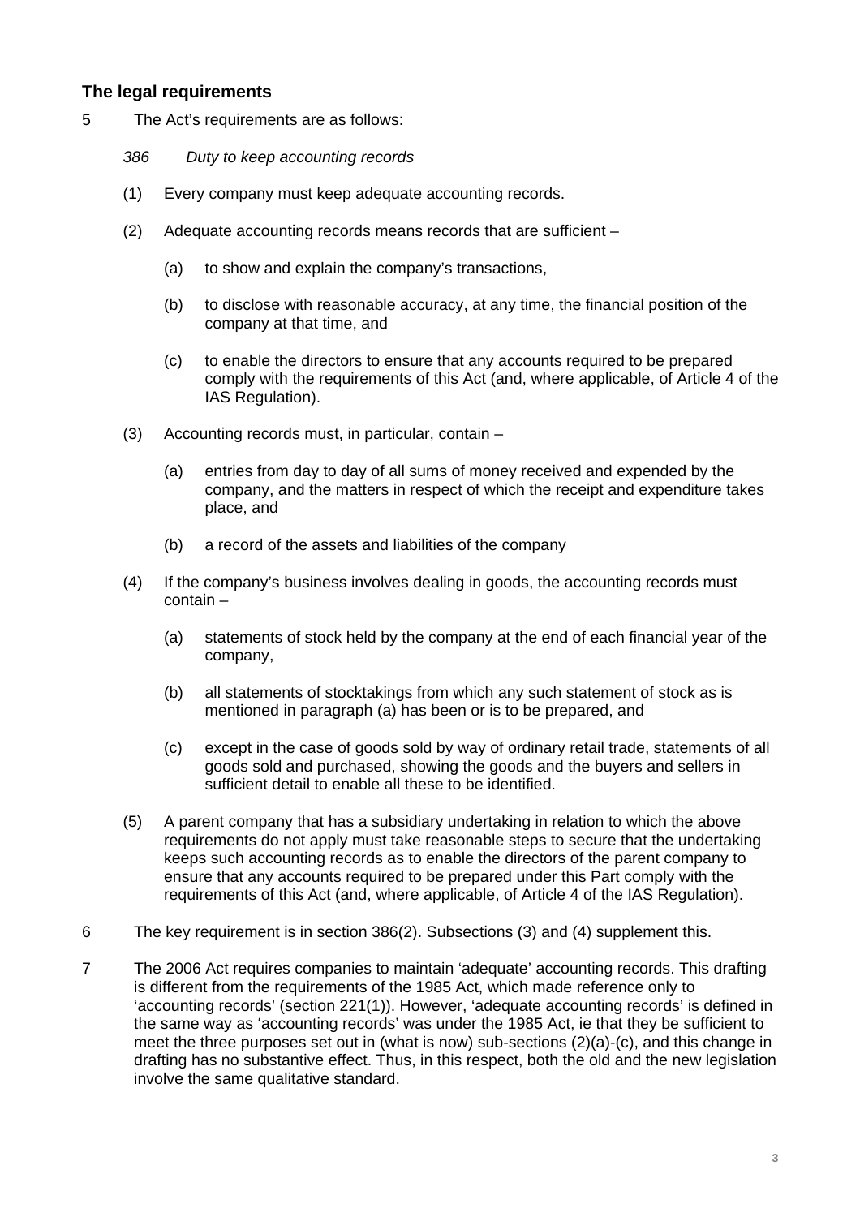## The legal requirements

5 The Act's requirements are as follows:

*386 Duty to keep accounting records*

(1) Every company must keep adequate accounting records.

(2) Adequate accounting records means records that are sufficient –

(a) to show and explain the company's transactions,

(b) to disclose with reasonable accuracy, at any time, the financial position of the company at that time, and

(c) to enable the directors to ensure that any accounts required to be prepared comply with the requirements of this Act (and, where applicable, of Article 4 of the IAS Regulation).

(3) Accounting records must, in particular, contain –

(a) entries from day to day of all sums of money received and expended by the company, and the matters in respect of which the receipt and expenditure takes place, and

(b) a record of the assets and liabilities of the company

(4) If the company's business involves dealing in goods, the accounting records must contain –

(a) statements of stock held by the company at the end of each financial year of the company,

(b) all statements of stocktakings from which any such statement of stock as is mentioned in paragraph (a) has been or is to be prepared, and

(c) except in the case of goods sold by way of ordinary retail trade, statements of all goods sold and purchased, showing the goods and the buyers and sellers in sufficient detail to enable all these to be identified.

(5) A parent company that has a subsidiary undertaking in relation to which the above requirements do not apply must take reasonable steps to secure that the undertaking keeps such accounting records as to enable the directors of the parent company to ensure that any accounts required to be prepared under this Part comply with the requirements of this Act (and, where applicable, of Article 4 of the IAS Regulation).

6 The key requirement is in section 386(2). Subsections (3) and (4) supplement this.

7 The 2006 Act requires companies to maintain 'adequate' accounting records. This drafting is different from the requirements of the 1985 Act, which made reference only to 'accounting records' (section 221(1)). However, 'adequate accounting records' is defined in the same way as 'accounting records' was under the 1985 Act, ie that they be sufficient to meet the three purposes set out in (what is now) sub-sections (2)(a)-(c), and this change in drafting has no substantive effect. Thus, in this respect, both the old and the new legislation involve the same qualitative standard.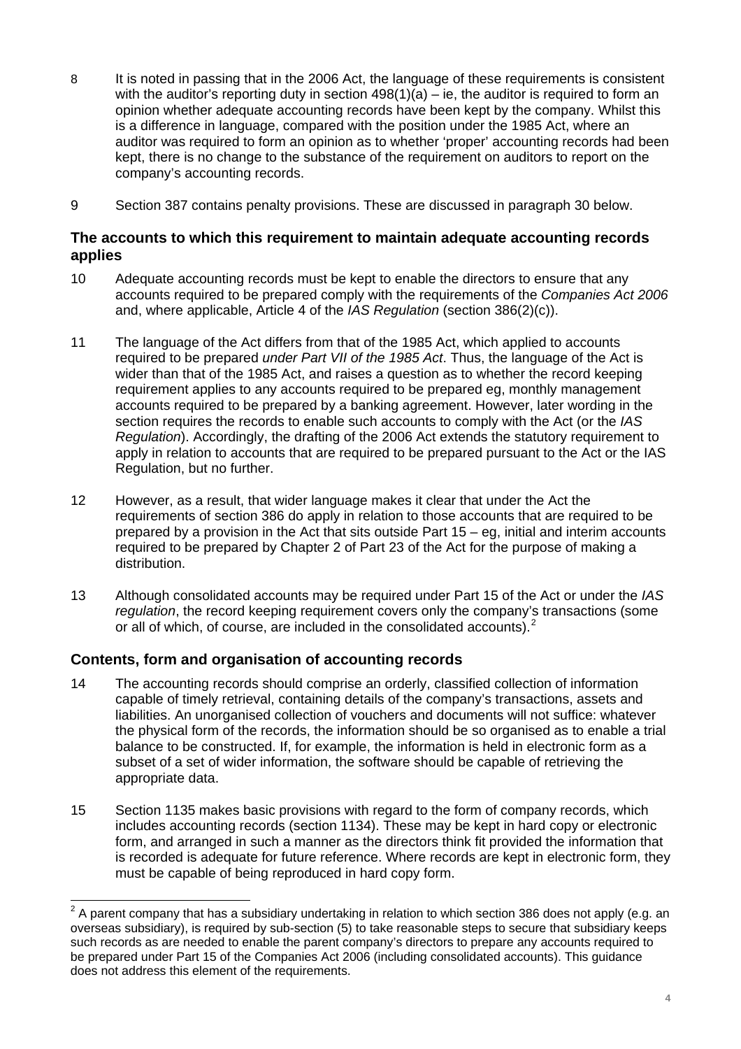8 It is noted in passing that in the 2006 Act, the language of these requirements is consistent with the auditor's reporting duty in section 498(1)(a) – ie, the auditor is required to form an opinion whether adequate accounting records have been kept by the company. Whilst this is a difference in language, compared with the position under the 1985 Act, where an auditor was required to form an opinion as to whether 'proper' accounting records had been kept, there is no change to the substance of the requirement on auditors to report on the company's accounting records.

9 Section 387 contains penalty provisions. These are discussed in paragraph 30 below.

## The accounts to which this requirement to maintain adequate accounting records applies

10 Adequate accounting records must be kept to enable the directors to ensure that any accounts required to be prepared comply with the requirements of the *Companies Act 2006* and, where applicable, Article 4 of the *IAS Regulation* (section 386(2)(c)).

11 The language of the Act differs from that of the 1985 Act, which applied to accounts required to be prepared *under Part VII of the 1985 Act*. Thus, the language of the Act is wider than that of the 1985 Act, and raises a question as to whether the record keeping requirement applies to any accounts required to be prepared eg, monthly management accounts required to be prepared by a banking agreement. However, later wording in the section requires the records to enable such accounts to comply with the Act (or the *IAS Regulation*). Accordingly, the drafting of the 2006 Act extends the statutory requirement to apply in relation to accounts that are required to be prepared pursuant to the Act or the IAS Regulation, but no further.

12 However, as a result, that wider language makes it clear that under the Act the requirements of section 386 do apply in relation to those accounts that are required to be prepared by a provision in the Act that sits outside Part 15 – eg, initial and interim accounts required to be prepared by Chapter 2 of Part 23 of the Act for the purpose of making a distribution.

13 Although consolidated accounts may be required under Part 15 of the Act or under the *IAS regulation*, the record keeping requirement covers only the company's transactions (some or all of which, of course, are included in the consolidated accounts).[2]

## Contents, form and organisation of accounting records

14 The accounting records should comprise an orderly, classified collection of information capable of timely retrieval, containing details of the company's transactions, assets and liabilities. An unorganised collection of vouchers and documents will not suffice: whatever the physical form of the records, the information should be so organised as to enable a trial balance to be constructed. If, for example, the information is held in electronic form as a subset of a set of wider information, the software should be capable of retrieving the appropriate data.

15 Section 1135 makes basic provisions with regard to the form of company records, which includes accounting records (section 1134). These may be kept in hard copy or electronic form, and arranged in such a manner as the directors think fit provided the information that is recorded is adequate for future reference. Where records are kept in electronic form, they must be capable of being reproduced in hard copy form.

---

[2] A parent company that has a subsidiary undertaking in relation to which section 386 does not apply (e.g. an overseas subsidiary), is required by sub-section (5) to take reasonable steps to secure that subsidiary keeps such records as are needed to enable the parent company's directors to prepare any accounts required to be prepared under Part 15 of the Companies Act 2006 (including consolidated accounts). This guidance does not address this element of the requirements.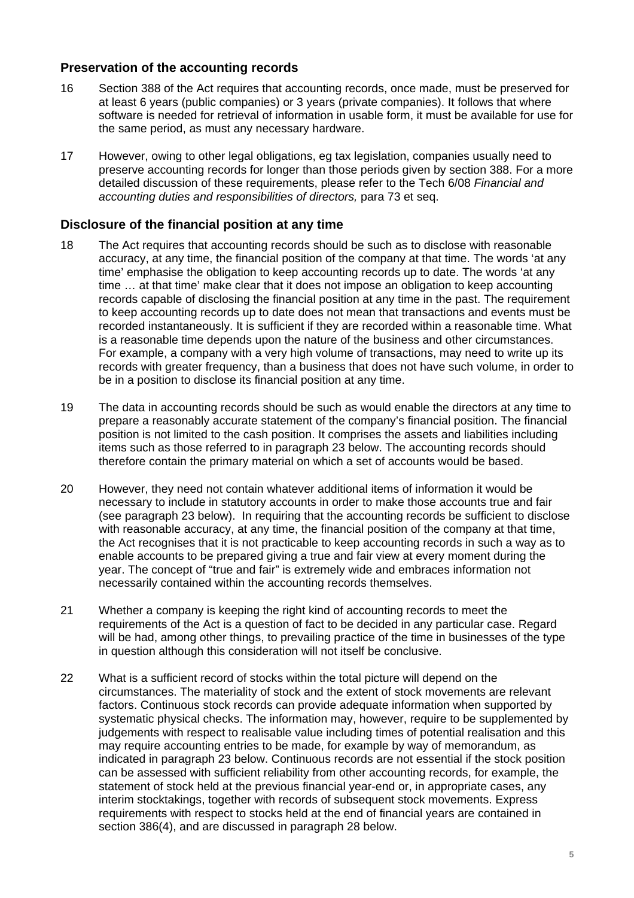## Preservation of the accounting records

16 Section 388 of the Act requires that accounting records, once made, must be preserved for at least 6 years (public companies) or 3 years (private companies). It follows that where software is needed for retrieval of information in usable form, it must be available for use for the same period, as must any necessary hardware.

17 However, owing to other legal obligations, eg tax legislation, companies usually need to preserve accounting records for longer than those periods given by section 388. For a more detailed discussion of these requirements, please refer to the Tech 6/08 *Financial and accounting duties and responsibilities of directors,* para 73 et seq.

## Disclosure of the financial position at any time

18 The Act requires that accounting records should be such as to disclose with reasonable accuracy, at any time, the financial position of the company at that time. The words 'at any time' emphasise the obligation to keep accounting records up to date. The words 'at any time … at that time' make clear that it does not impose an obligation to keep accounting records capable of disclosing the financial position at any time in the past. The requirement to keep accounting records up to date does not mean that transactions and events must be recorded instantaneously. It is sufficient if they are recorded within a reasonable time. What is a reasonable time depends upon the nature of the business and other circumstances. For example, a company with a very high volume of transactions, may need to write up its records with greater frequency, than a business that does not have such volume, in order to be in a position to disclose its financial position at any time.

19 The data in accounting records should be such as would enable the directors at any time to prepare a reasonably accurate statement of the company's financial position. The financial position is not limited to the cash position. It comprises the assets and liabilities including items such as those referred to in paragraph 23 below. The accounting records should therefore contain the primary material on which a set of accounts would be based.

20 However, they need not contain whatever additional items of information it would be necessary to include in statutory accounts in order to make those accounts true and fair (see paragraph 23 below). In requiring that the accounting records be sufficient to disclose with reasonable accuracy, at any time, the financial position of the company at that time, the Act recognises that it is not practicable to keep accounting records in such a way as to enable accounts to be prepared giving a true and fair view at every moment during the year. The concept of "true and fair" is extremely wide and embraces information not necessarily contained within the accounting records themselves.

21 Whether a company is keeping the right kind of accounting records to meet the requirements of the Act is a question of fact to be decided in any particular case. Regard will be had, among other things, to prevailing practice of the time in businesses of the type in question although this consideration will not itself be conclusive.

22 What is a sufficient record of stocks within the total picture will depend on the circumstances. The materiality of stock and the extent of stock movements are relevant factors. Continuous stock records can provide adequate information when supported by systematic physical checks. The information may, however, require to be supplemented by judgements with respect to realisable value including times of potential realisation and this may require accounting entries to be made, for example by way of memorandum, as indicated in paragraph 23 below. Continuous records are not essential if the stock position can be assessed with sufficient reliability from other accounting records, for example, the statement of stock held at the previous financial year-end or, in appropriate cases, any interim stocktakings, together with records of subsequent stock movements. Express requirements with respect to stocks held at the end of financial years are contained in section 386(4), and are discussed in paragraph 28 below.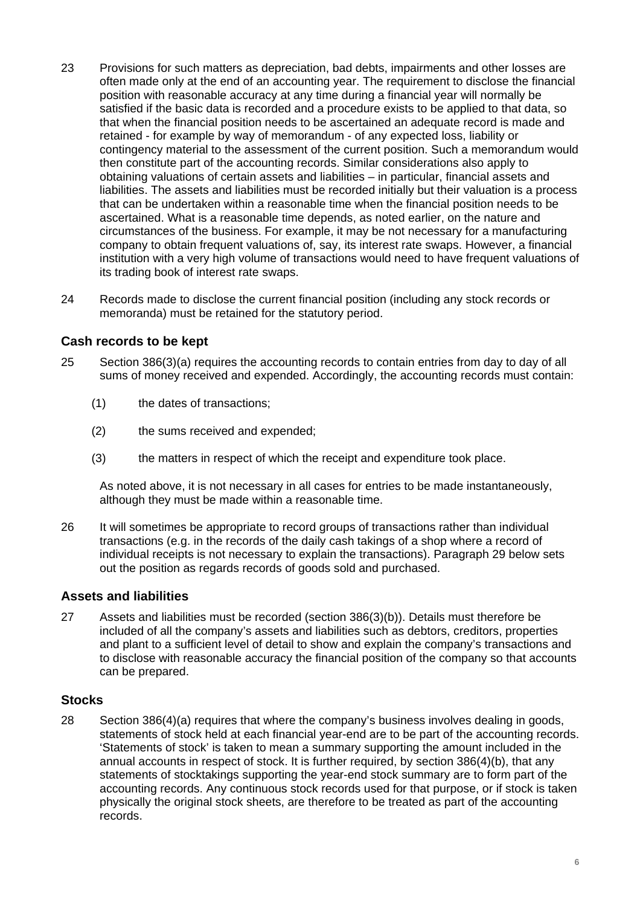23 Provisions for such matters as depreciation, bad debts, impairments and other losses are often made only at the end of an accounting year. The requirement to disclose the financial position with reasonable accuracy at any time during a financial year will normally be satisfied if the basic data is recorded and a procedure exists to be applied to that data, so that when the financial position needs to be ascertained an adequate record is made and retained - for example by way of memorandum - of any expected loss, liability or contingency material to the assessment of the current position. Such a memorandum would then constitute part of the accounting records. Similar considerations also apply to obtaining valuations of certain assets and liabilities – in particular, financial assets and liabilities. The assets and liabilities must be recorded initially but their valuation is a process that can be undertaken within a reasonable time when the financial position needs to be ascertained. What is a reasonable time depends, as noted earlier, on the nature and circumstances of the business. For example, it may be not necessary for a manufacturing company to obtain frequent valuations of, say, its interest rate swaps. However, a financial institution with a very high volume of transactions would need to have frequent valuations of its trading book of interest rate swaps.

24 Records made to disclose the current financial position (including any stock records or memoranda) must be retained for the statutory period.

### Cash records to be kept

25 Section 386(3)(a) requires the accounting records to contain entries from day to day of all sums of money received and expended. Accordingly, the accounting records must contain:

(1) the dates of transactions;

(2) the sums received and expended;

(3) the matters in respect of which the receipt and expenditure took place.

As noted above, it is not necessary in all cases for entries to be made instantaneously, although they must be made within a reasonable time.

26 It will sometimes be appropriate to record groups of transactions rather than individual transactions (e.g. in the records of the daily cash takings of a shop where a record of individual receipts is not necessary to explain the transactions). Paragraph 29 below sets out the position as regards records of goods sold and purchased.

### Assets and liabilities

27 Assets and liabilities must be recorded (section 386(3)(b)). Details must therefore be included of all the company's assets and liabilities such as debtors, creditors, properties and plant to a sufficient level of detail to show and explain the company's transactions and to disclose with reasonable accuracy the financial position of the company so that accounts can be prepared.

### Stocks

28 Section 386(4)(a) requires that where the company's business involves dealing in goods, statements of stock held at each financial year-end are to be part of the accounting records. 'Statements of stock' is taken to mean a summary supporting the amount included in the annual accounts in respect of stock. It is further required, by section 386(4)(b), that any statements of stocktakings supporting the year-end stock summary are to form part of the accounting records. Any continuous stock records used for that purpose, or if stock is taken physically the original stock sheets, are therefore to be treated as part of the accounting records.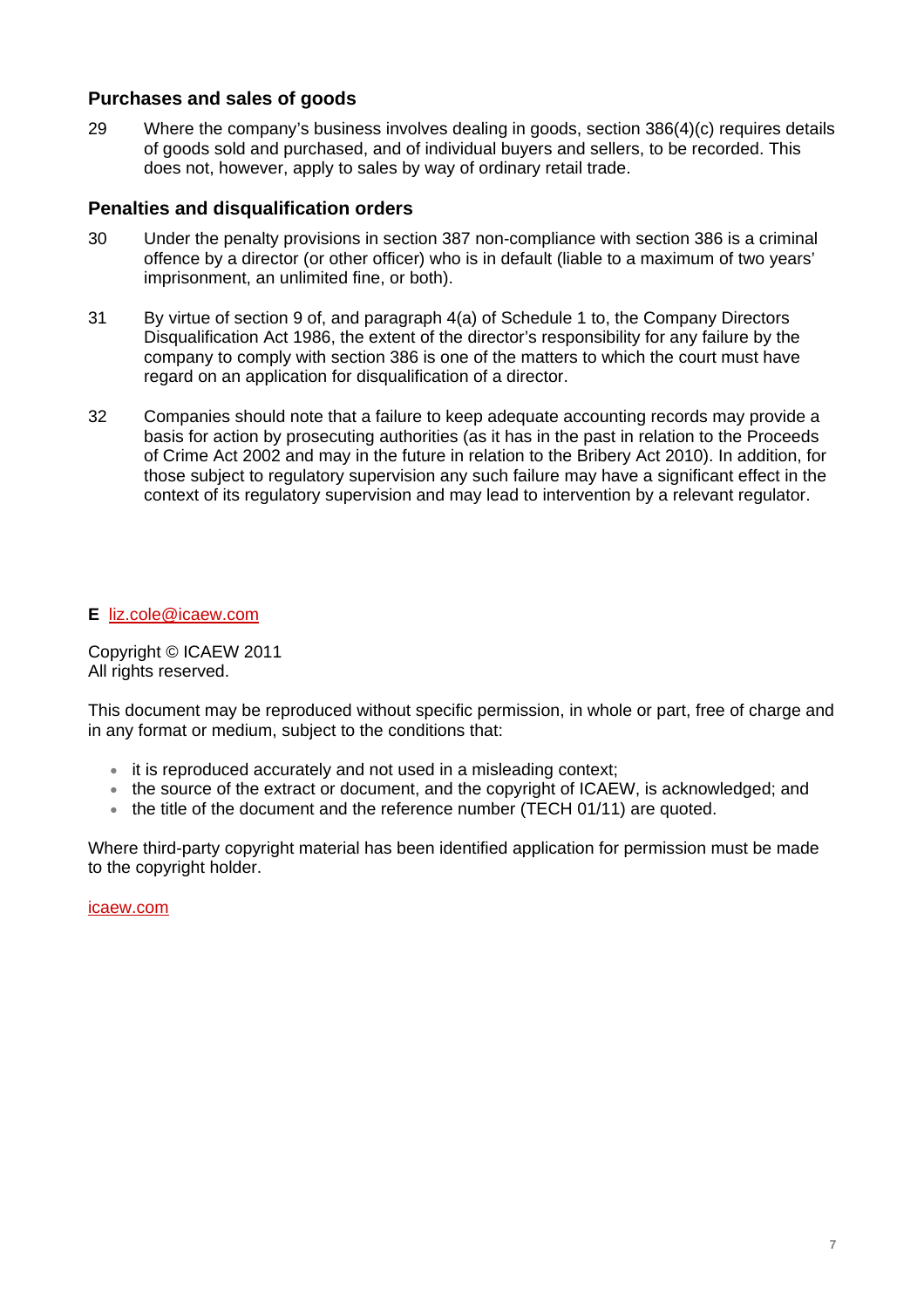## Purchases and sales of goods

29 Where the company's business involves dealing in goods, section 386(4)(c) requires details of goods sold and purchased, and of individual buyers and sellers, to be recorded. This does not, however, apply to sales by way of ordinary retail trade.

## Penalties and disqualification orders

30 Under the penalty provisions in section 387 non-compliance with section 386 is a criminal offence by a director (or other officer) who is in default (liable to a maximum of two years' imprisonment, an unlimited fine, or both).

31 By virtue of section 9 of, and paragraph 4(a) of Schedule 1 to, the Company Directors Disqualification Act 1986, the extent of the director's responsibility for any failure by the company to comply with section 386 is one of the matters to which the court must have regard on an application for disqualification of a director.

32 Companies should note that a failure to keep adequate accounting records may provide a basis for action by prosecuting authorities (as it has in the past in relation to the Proceeds of Crime Act 2002 and may in the future in relation to the Bribery Act 2010). In addition, for those subject to regulatory supervision any such failure may have a significant effect in the context of its regulatory supervision and may lead to intervention by a relevant regulator.

**E** liz.cole@icaew.com

Copyright © ICAEW 2011
All rights reserved.

This document may be reproduced without specific permission, in whole or part, free of charge and in any format or medium, subject to the conditions that:

- it is reproduced accurately and not used in a misleading context;
- the source of the extract or document, and the copyright of ICAEW, is acknowledged; and
- the title of the document and the reference number (TECH 01/11) are quoted.

Where third-party copyright material has been identified application for permission must be made to the copyright holder.

icaew.com